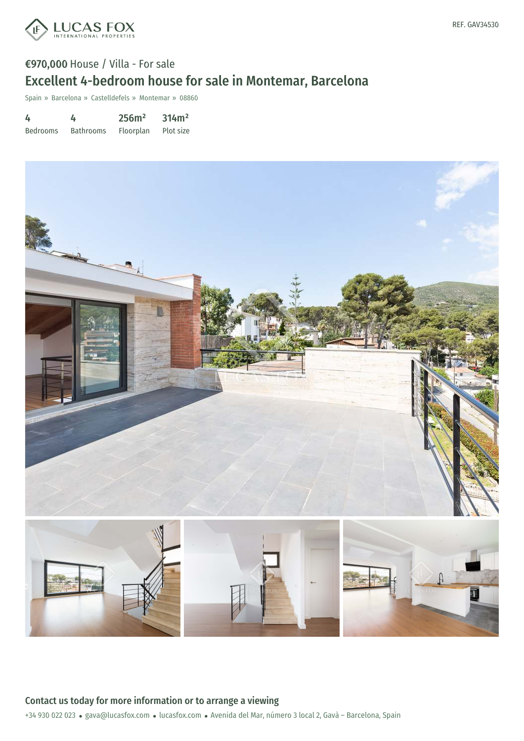**€970,000** House / Villa - For sale

# Excellent 4-bedroom house for sale in Montemar, Barcelona

Spain » Barcelona » Castelldefels » Montemar » 08860

| 4 | 4 | 256m² | 314m² |
|---|---|---|---|
| Bedrooms | Bathrooms | Floorplan | Plot size |

## Contact us today for more information or to arrange a viewing

+34 930 022 023 • gava@lucasfox.com • lucasfox.com • Avenida del Mar, número 3 local 2, Gavà – Barcelona, Spain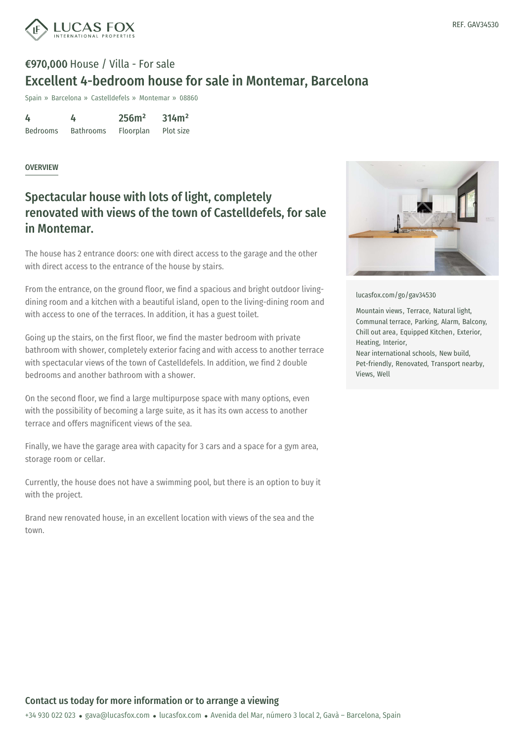**€970,000** House / Villa - For sale

# Excellent 4-bedroom house for sale in Montemar, Barcelona

Spain » Barcelona » Castelldefels » Montemar » 08860

| 4 | 4 | 256m² | 314m² |
|---|---|---|---|
| Bedrooms | Bathrooms | Floorplan | Plot size |

REF. GAV34530

OVERVIEW

## Spectacular house with lots of light, completely renovated with views of the town of Castelldefels, for sale in Montemar.

The house has 2 entrance doors: one with direct access to the garage and the other with direct access to the entrance of the house by stairs.

From the entrance, on the ground floor, we find a spacious and bright outdoor living-dining room and a kitchen with a beautiful island, open to the living-dining room and with access to one of the terraces. In addition, it has a guest toilet.

Going up the stairs, on the first floor, we find the master bedroom with private bathroom with shower, completely exterior facing and with access to another terrace with spectacular views of the town of Castelldefels. In addition, we find 2 double bedrooms and another bathroom with a shower.

On the second floor, we find a large multipurpose space with many options, even with the possibility of becoming a large suite, as it has its own access to another terrace and offers magnificent views of the sea.

Finally, we have the garage area with capacity for 3 cars and a space for a gym area, storage room or cellar.

Currently, the house does not have a swimming pool, but there is an option to buy it with the project.

Brand new renovated house, in an excellent location with views of the sea and the town.

lucasfox.com/go/gav34530

Mountain views, Terrace, Natural light, Communal terrace, Parking, Alarm, Balcony, Chill out area, Equipped Kitchen, Exterior, Heating, Interior, Near international schools, New build, Pet-friendly, Renovated, Transport nearby, Views, Well

**Contact us today for more information or to arrange a viewing**

+34 930 022 023 • gava@lucasfox.com • lucasfox.com • Avenida del Mar, número 3 local 2, Gavà – Barcelona, Spain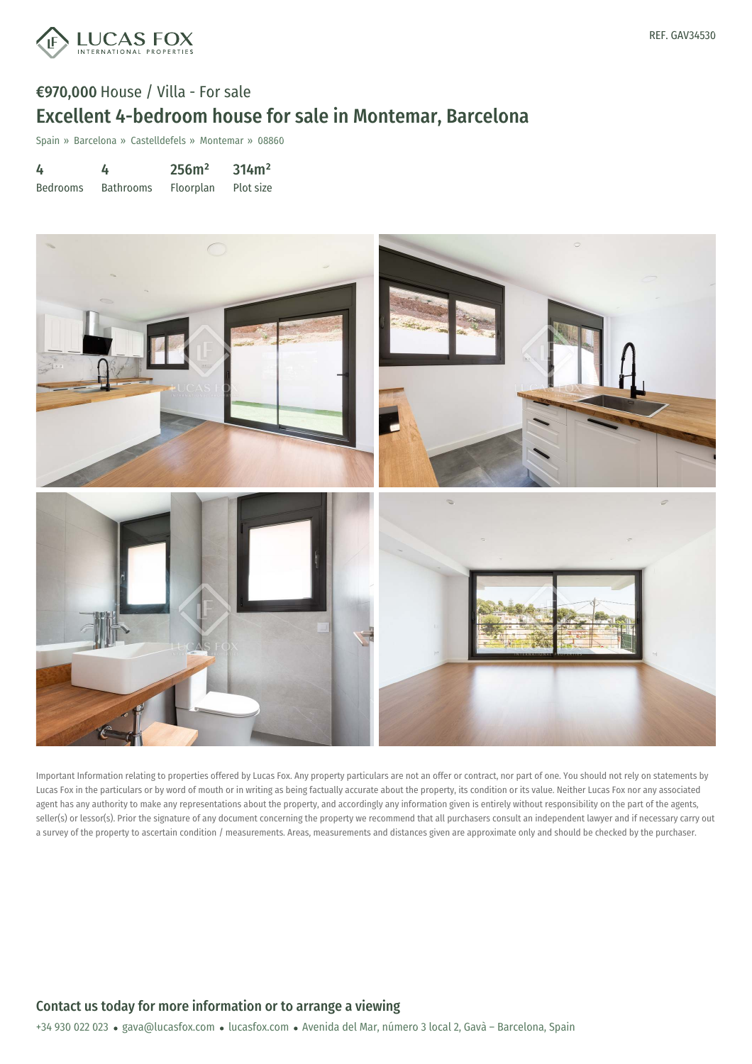REF. GAV34530

**€970,000** House / Villa - For sale

# Excellent 4-bedroom house for sale in Montemar, Barcelona

Spain » Barcelona » Castelldefels » Montemar » 08860

| 4 | 4 | 256m² | 314m² |
|---|---|---|---|
| Bedrooms | Bathrooms | Floorplan | Plot size |

Important Information relating to properties offered by Lucas Fox. Any property particulars are not an offer or contract, nor part of one. You should not rely on statements by Lucas Fox in the particulars or by word of mouth or in writing as being factually accurate about the property, its condition or its value. Neither Lucas Fox nor any associated agent has any authority to make any representations about the property, and accordingly any information given is entirely without responsibility on the part of the agents, seller(s) or lessor(s). Prior the signature of any document concerning the property we recommend that all purchasers consult an independent lawyer and if necessary carry out a survey of the property to ascertain condition / measurements. Areas, measurements and distances given are approximate only and should be checked by the purchaser.

## Contact us today for more information or to arrange a viewing

+34 930 022 023 • gava@lucasfox.com • lucasfox.com • Avenida del Mar, número 3 local 2, Gavà – Barcelona, Spain